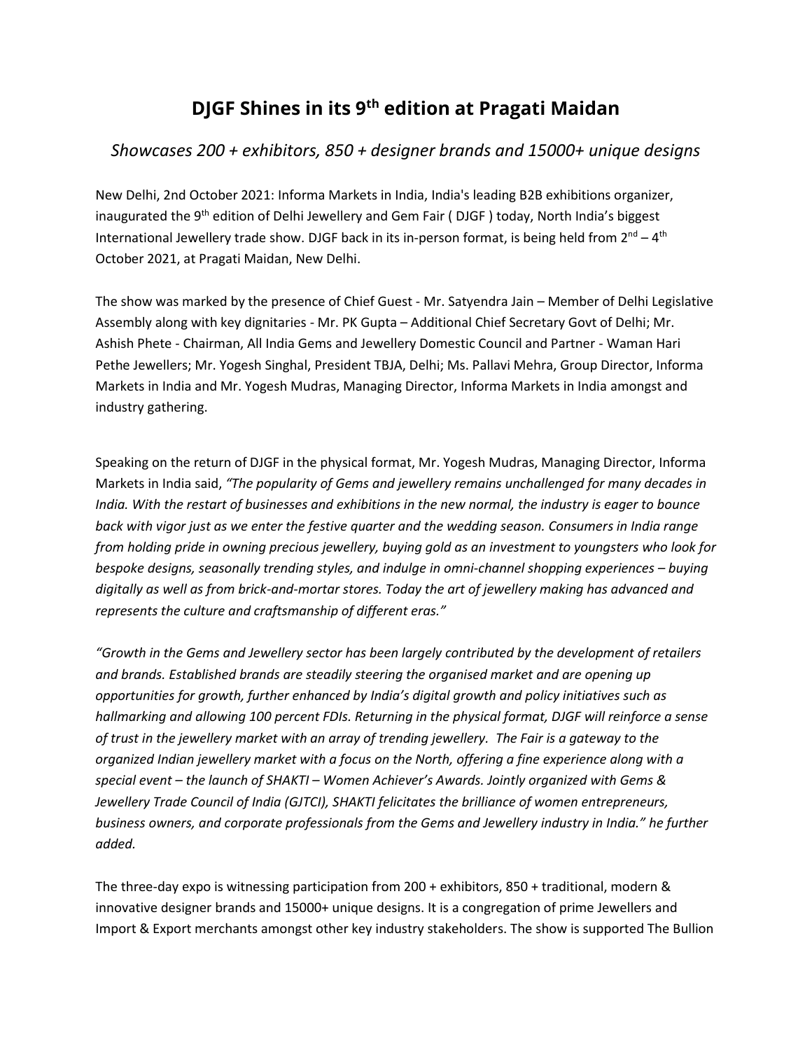# DJGF Shines in its 9th edition at Pragati Maidan

*Showcases 200 + exhibitors, 850 + designer brands and 15000+ unique designs*

New Delhi, 2nd October 2021: Informa Markets in India, India's leading B2B exhibitions organizer, inaugurated the 9th edition of Delhi Jewellery and Gem Fair ( DJGF ) today, North India's biggest International Jewellery trade show. DJGF back in its in-person format, is being held from 2nd – 4th October 2021, at Pragati Maidan, New Delhi.

The show was marked by the presence of Chief Guest - Mr. Satyendra Jain – Member of Delhi Legislative Assembly along with key dignitaries - Mr. PK Gupta – Additional Chief Secretary Govt of Delhi; Mr. Ashish Phete - Chairman, All India Gems and Jewellery Domestic Council and Partner - Waman Hari Pethe Jewellers; Mr. Yogesh Singhal, President TBJA, Delhi; Ms. Pallavi Mehra, Group Director, Informa Markets in India and Mr. Yogesh Mudras, Managing Director, Informa Markets in India amongst and industry gathering.

Speaking on the return of DJGF in the physical format, Mr. Yogesh Mudras, Managing Director, Informa Markets in India said, *"The popularity of Gems and jewellery remains unchallenged for many decades in India. With the restart of businesses and exhibitions in the new normal, the industry is eager to bounce back with vigor just as we enter the festive quarter and the wedding season. Consumers in India range from holding pride in owning precious jewellery, buying gold as an investment to youngsters who look for bespoke designs, seasonally trending styles, and indulge in omni-channel shopping experiences – buying digitally as well as from brick-and-mortar stores. Today the art of jewellery making has advanced and represents the culture and craftsmanship of different eras."*

*"Growth in the Gems and Jewellery sector has been largely contributed by the development of retailers and brands. Established brands are steadily steering the organised market and are opening up opportunities for growth, further enhanced by India's digital growth and policy initiatives such as hallmarking and allowing 100 percent FDIs. Returning in the physical format, DJGF will reinforce a sense of trust in the jewellery market with an array of trending jewellery. The Fair is a gateway to the organized Indian jewellery market with a focus on the North, offering a fine experience along with a special event – the launch of SHAKTI – Women Achiever's Awards. Jointly organized with Gems & Jewellery Trade Council of India (GJTCI), SHAKTI felicitates the brilliance of women entrepreneurs, business owners, and corporate professionals from the Gems and Jewellery industry in India." he further added.*

The three-day expo is witnessing participation from 200 + exhibitors, 850 + traditional, modern & innovative designer brands and 15000+ unique designs. It is a congregation of prime Jewellers and Import & Export merchants amongst other key industry stakeholders. The show is supported The Bullion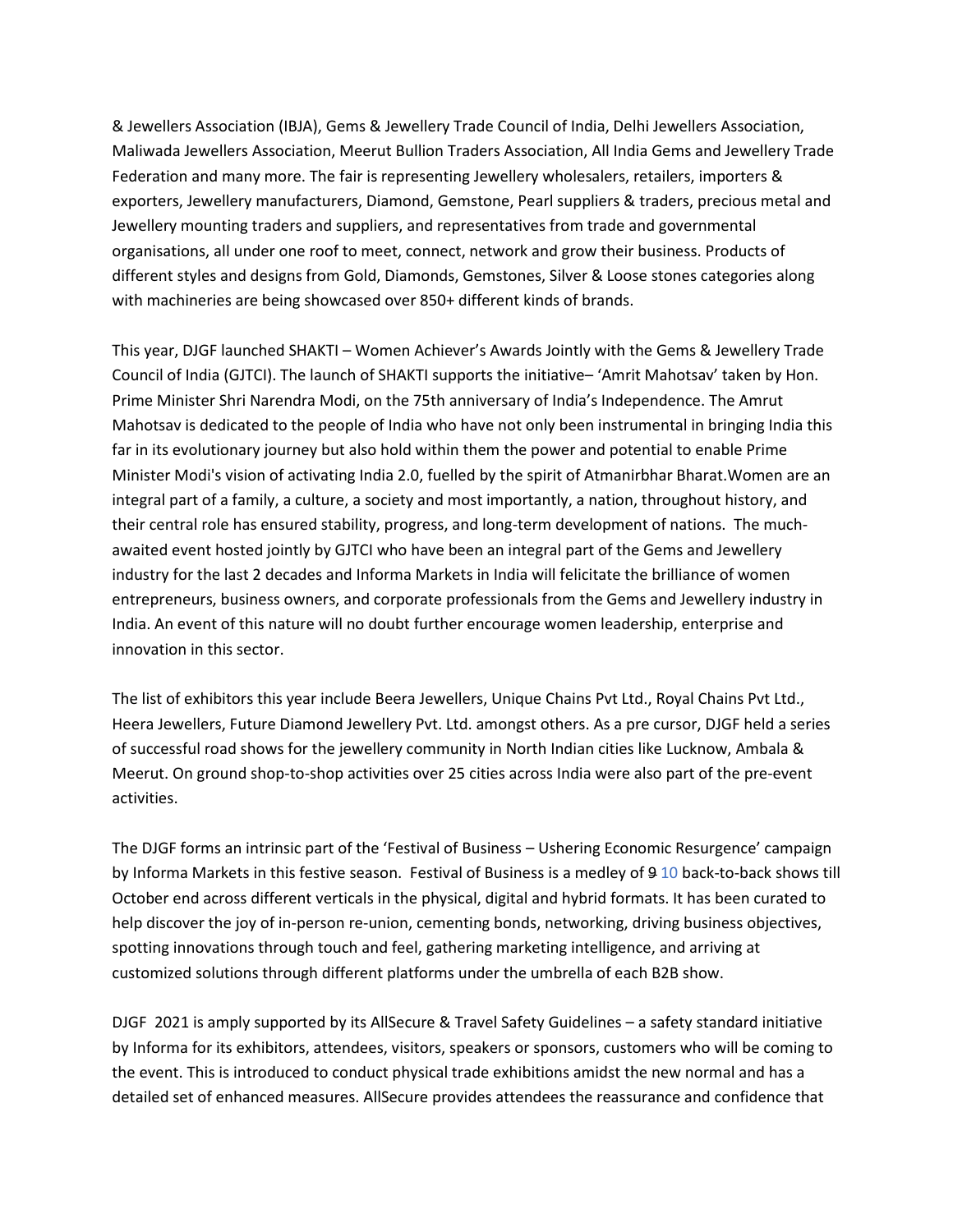& Jewellers Association (IBJA), Gems & Jewellery Trade Council of India, Delhi Jewellers Association, Maliwada Jewellers Association, Meerut Bullion Traders Association, All India Gems and Jewellery Trade Federation and many more. The fair is representing Jewellery wholesalers, retailers, importers & exporters, Jewellery manufacturers, Diamond, Gemstone, Pearl suppliers & traders, precious metal and Jewellery mounting traders and suppliers, and representatives from trade and governmental organisations, all under one roof to meet, connect, network and grow their business. Products of different styles and designs from Gold, Diamonds, Gemstones, Silver & Loose stones categories along with machineries are being showcased over 850+ different kinds of brands.

This year, DJGF launched SHAKTI – Women Achiever's Awards Jointly with the Gems & Jewellery Trade Council of India (GJTCI). The launch of SHAKTI supports the initiative– 'Amrit Mahotsav' taken by Hon. Prime Minister Shri Narendra Modi, on the 75th anniversary of India's Independence. The Amrut Mahotsav is dedicated to the people of India who have not only been instrumental in bringing India this far in its evolutionary journey but also hold within them the power and potential to enable Prime Minister Modi's vision of activating India 2.0, fuelled by the spirit of Atmanirbhar Bharat.Women are an integral part of a family, a culture, a society and most importantly, a nation, throughout history, and their central role has ensured stability, progress, and long-term development of nations. The much-awaited event hosted jointly by GJTCI who have been an integral part of the Gems and Jewellery industry for the last 2 decades and Informa Markets in India will felicitate the brilliance of women entrepreneurs, business owners, and corporate professionals from the Gems and Jewellery industry in India. An event of this nature will no doubt further encourage women leadership, enterprise and innovation in this sector.

The list of exhibitors this year include Beera Jewellers, Unique Chains Pvt Ltd., Royal Chains Pvt Ltd., Heera Jewellers, Future Diamond Jewellery Pvt. Ltd. amongst others. As a pre cursor, DJGF held a series of successful road shows for the jewellery community in North Indian cities like Lucknow, Ambala & Meerut. On ground shop-to-shop activities over 25 cities across India were also part of the pre-event activities.

The DJGF forms an intrinsic part of the 'Festival of Business – Ushering Economic Resurgence' campaign by Informa Markets in this festive season. Festival of Business is a medley of ~~9~~ 10 back-to-back shows till October end across different verticals in the physical, digital and hybrid formats. It has been curated to help discover the joy of in-person re-union, cementing bonds, networking, driving business objectives, spotting innovations through touch and feel, gathering marketing intelligence, and arriving at customized solutions through different platforms under the umbrella of each B2B show.

DJGF 2021 is amply supported by its AllSecure & Travel Safety Guidelines – a safety standard initiative by Informa for its exhibitors, attendees, visitors, speakers or sponsors, customers who will be coming to the event. This is introduced to conduct physical trade exhibitions amidst the new normal and has a detailed set of enhanced measures. AllSecure provides attendees the reassurance and confidence that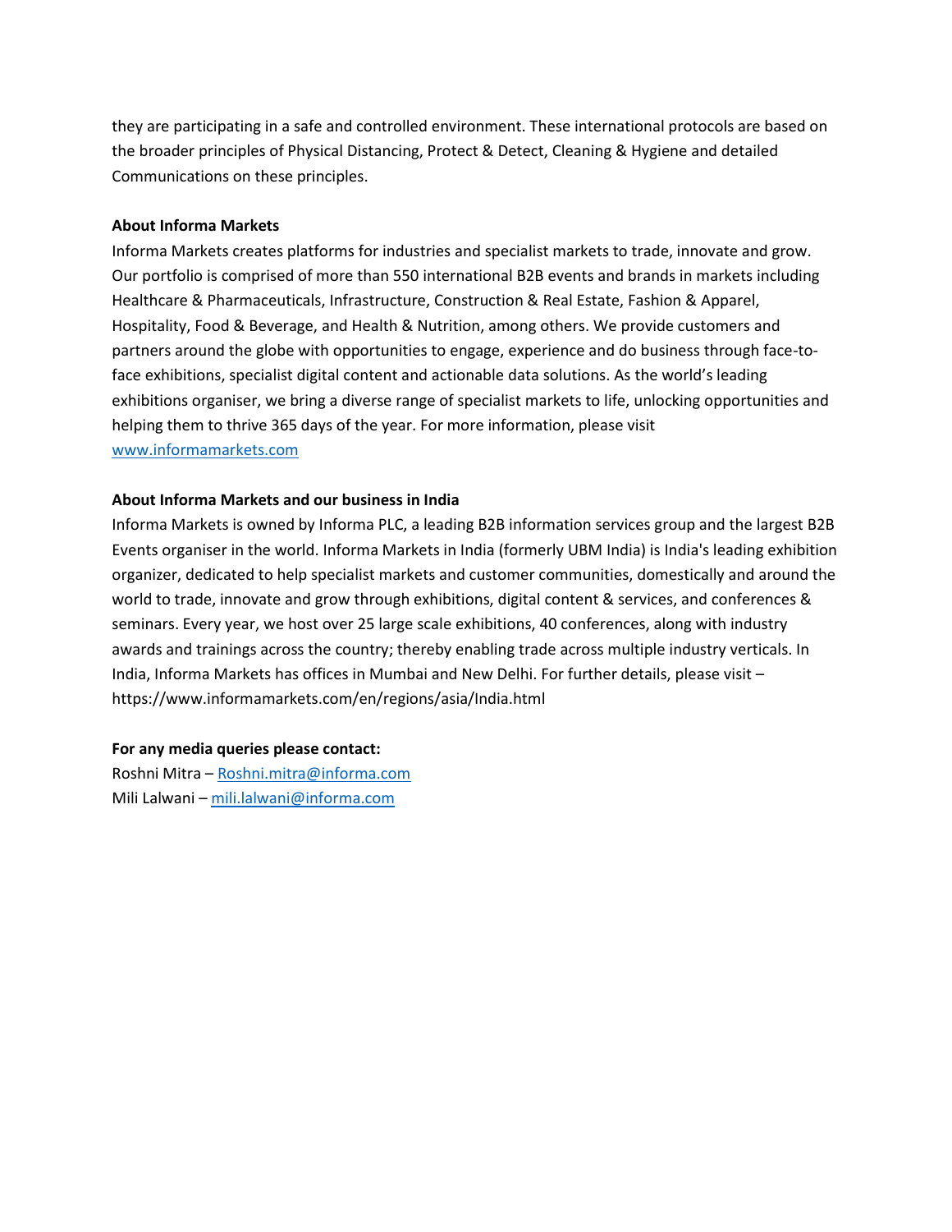they are participating in a safe and controlled environment. These international protocols are based on the broader principles of Physical Distancing, Protect & Detect, Cleaning & Hygiene and detailed Communications on these principles.

**About Informa Markets**

Informa Markets creates platforms for industries and specialist markets to trade, innovate and grow. Our portfolio is comprised of more than 550 international B2B events and brands in markets including Healthcare & Pharmaceuticals, Infrastructure, Construction & Real Estate, Fashion & Apparel, Hospitality, Food & Beverage, and Health & Nutrition, among others. We provide customers and partners around the globe with opportunities to engage, experience and do business through face-to-face exhibitions, specialist digital content and actionable data solutions. As the world's leading exhibitions organiser, we bring a diverse range of specialist markets to life, unlocking opportunities and helping them to thrive 365 days of the year. For more information, please visit [www.informamarkets.com](www.informamarkets.com)

**About Informa Markets and our business in India**

Informa Markets is owned by Informa PLC, a leading B2B information services group and the largest B2B Events organiser in the world. Informa Markets in India (formerly UBM India) is India's leading exhibition organizer, dedicated to help specialist markets and customer communities, domestically and around the world to trade, innovate and grow through exhibitions, digital content & services, and conferences & seminars. Every year, we host over 25 large scale exhibitions, 40 conferences, along with industry awards and trainings across the country; thereby enabling trade across multiple industry verticals. In India, Informa Markets has offices in Mumbai and New Delhi. For further details, please visit – https://www.informamarkets.com/en/regions/asia/India.html

**For any media queries please contact:**

Roshni Mitra – Roshni.mitra@informa.com
Mili Lalwani – mili.lalwani@informa.com